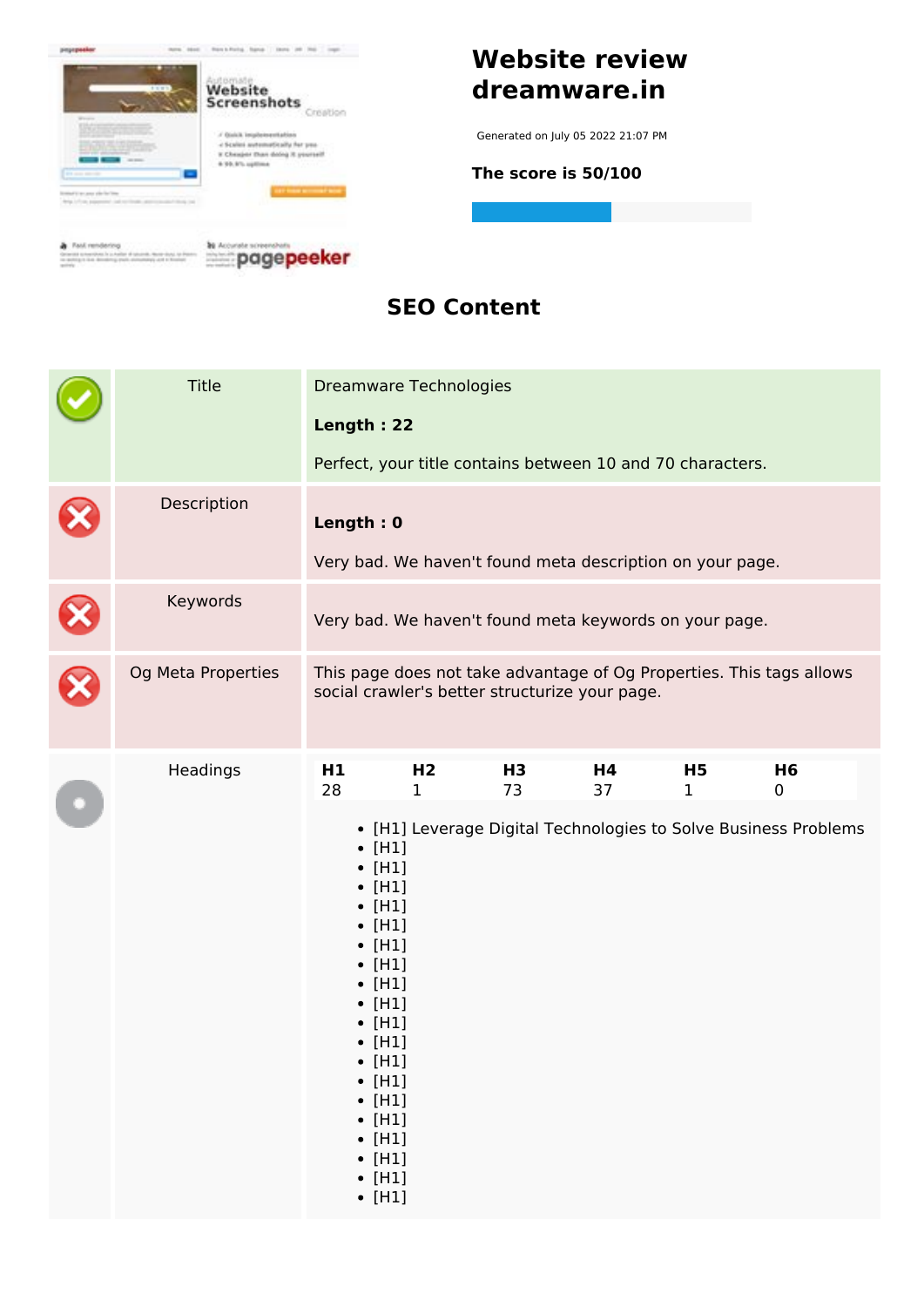# Website review dreamware.in

Generated on July 05 2022 21:07 PM

**The score is 50/100**

## SEO Content

| | | |
|---|---|---|
| | Title | Dreamware Technologies<br><br>**Length : 22**<br><br>Perfect, your title contains between 10 and 70 characters. |
| | Description | **Length : 0**<br><br>Very bad. We haven't found meta description on your page. |
| | Keywords | Very bad. We haven't found meta keywords on your page. |
| | Og Meta Properties | This page does not take advantage of Og Properties. This tags allows social crawler's better structurize your page. |
| | Headings | (see below) |

| H1 | H2 | H3 | H4 | H5 | H6 |
|---|---|---|---|---|---|
| 28 | 1 | 73 | 37 | 1 | 0 |

- [H1] Leverage Digital Technologies to Solve Business Problems
- [H1]
- [H1]
- [H1]
- [H1]
- [H1]
- [H1]
- [H1]
- [H1]
- [H1]
- [H1]
- [H1]
- [H1]
- [H1]
- [H1]
- [H1]
- [H1]
- [H1]
- [H1]
- [H1]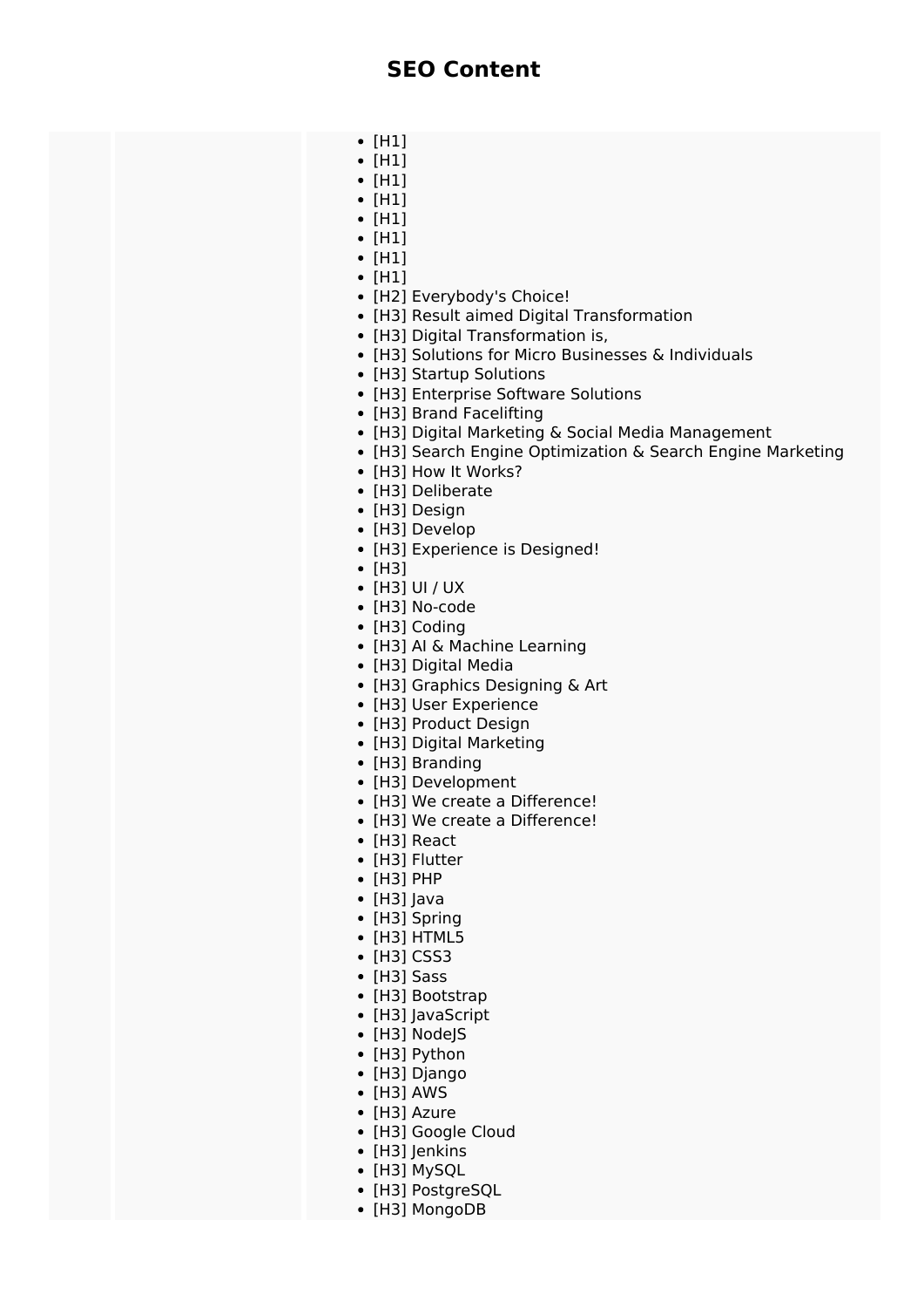## SEO Content

- [H1]
- [H1]
- [H1]
- [H1]
- [H1]
- [H1]
- [H1]
- [H1]
- [H2] Everybody's Choice!
- [H3] Result aimed Digital Transformation
- [H3] Digital Transformation is,
- [H3] Solutions for Micro Businesses & Individuals
- [H3] Startup Solutions
- [H3] Enterprise Software Solutions
- [H3] Brand Facelifting
- [H3] Digital Marketing & Social Media Management
- [H3] Search Engine Optimization & Search Engine Marketing
- [H3] How It Works?
- [H3] Deliberate
- [H3] Design
- [H3] Develop
- [H3] Experience is Designed!
- [H3]
- [H3] UI / UX
- [H3] No-code
- [H3] Coding
- [H3] AI & Machine Learning
- [H3] Digital Media
- [H3] Graphics Designing & Art
- [H3] User Experience
- [H3] Product Design
- [H3] Digital Marketing
- [H3] Branding
- [H3] Development
- [H3] We create a Difference!
- [H3] We create a Difference!
- [H3] React
- [H3] Flutter
- [H3] PHP
- [H3] Java
- [H3] Spring
- [H3] HTML5
- [H3] CSS3
- [H3] Sass
- [H3] Bootstrap
- [H3] JavaScript
- [H3] NodeJS
- [H3] Python
- [H3] Django
- [H3] AWS
- [H3] Azure
- [H3] Google Cloud
- [H3] Jenkins
- [H3] MySQL
- [H3] PostgreSQL
- [H3] MongoDB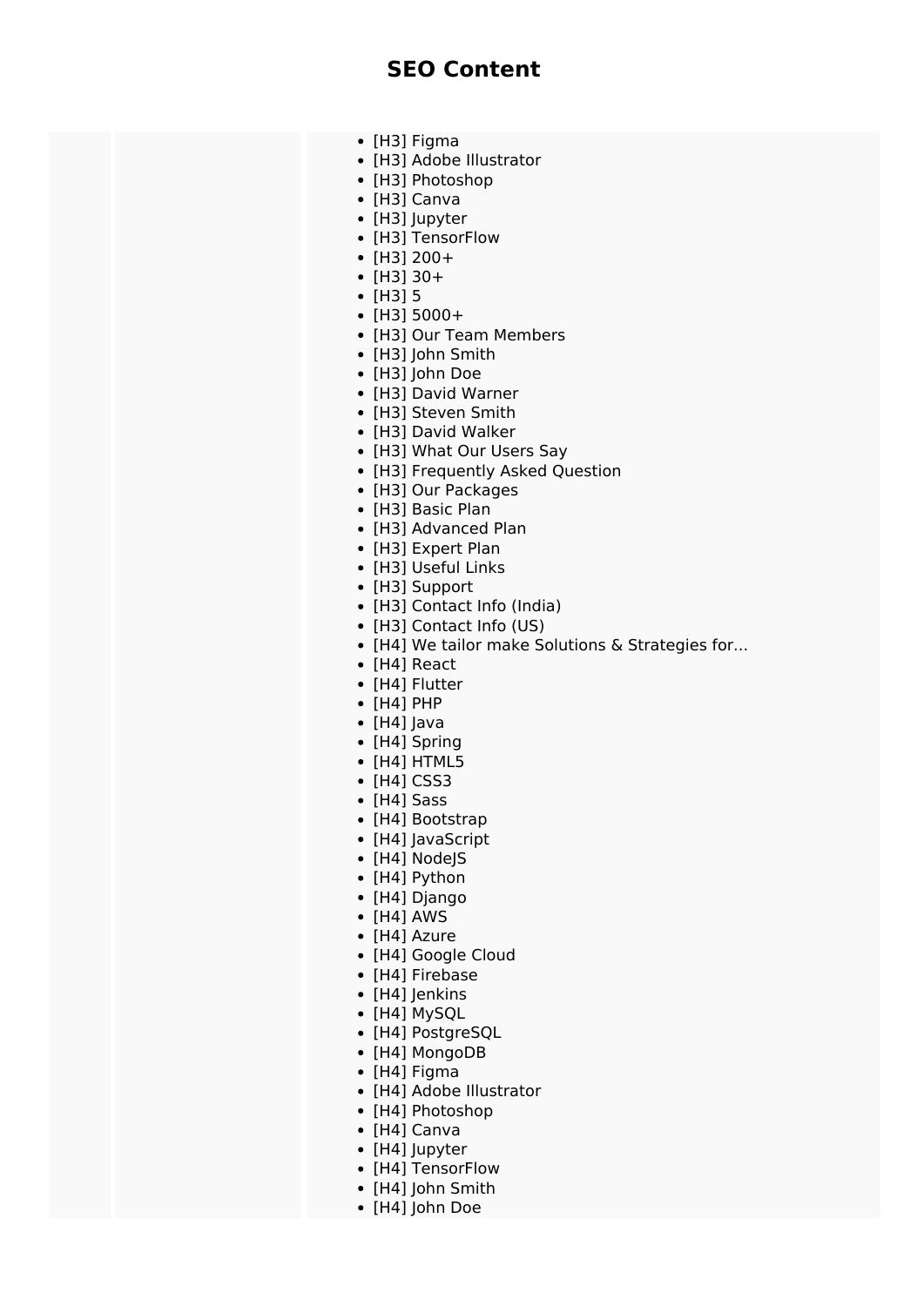# SEO Content

- [H3] Figma
- [H3] Adobe Illustrator
- [H3] Photoshop
- [H3] Canva
- [H3] Jupyter
- [H3] TensorFlow
- [H3] 200+
- [H3] 30+
- [H3] 5
- [H3] 5000+
- [H3] Our Team Members
- [H3] John Smith
- [H3] John Doe
- [H3] David Warner
- [H3] Steven Smith
- [H3] David Walker
- [H3] What Our Users Say
- [H3] Frequently Asked Question
- [H3] Our Packages
- [H3] Basic Plan
- [H3] Advanced Plan
- [H3] Expert Plan
- [H3] Useful Links
- [H3] Support
- [H3] Contact Info (India)
- [H3] Contact Info (US)
- [H4] We tailor make Solutions & Strategies for...
- [H4] React
- [H4] Flutter
- [H4] PHP
- [H4] Java
- [H4] Spring
- [H4] HTML5
- [H4] CSS3
- [H4] Sass
- [H4] Bootstrap
- [H4] JavaScript
- [H4] NodeJS
- [H4] Python
- [H4] Django
- [H4] AWS
- [H4] Azure
- [H4] Google Cloud
- [H4] Firebase
- [H4] Jenkins
- [H4] MySQL
- [H4] PostgreSQL
- [H4] MongoDB
- [H4] Figma
- [H4] Adobe Illustrator
- [H4] Photoshop
- [H4] Canva
- [H4] Jupyter
- [H4] TensorFlow
- [H4] John Smith
- [H4] John Doe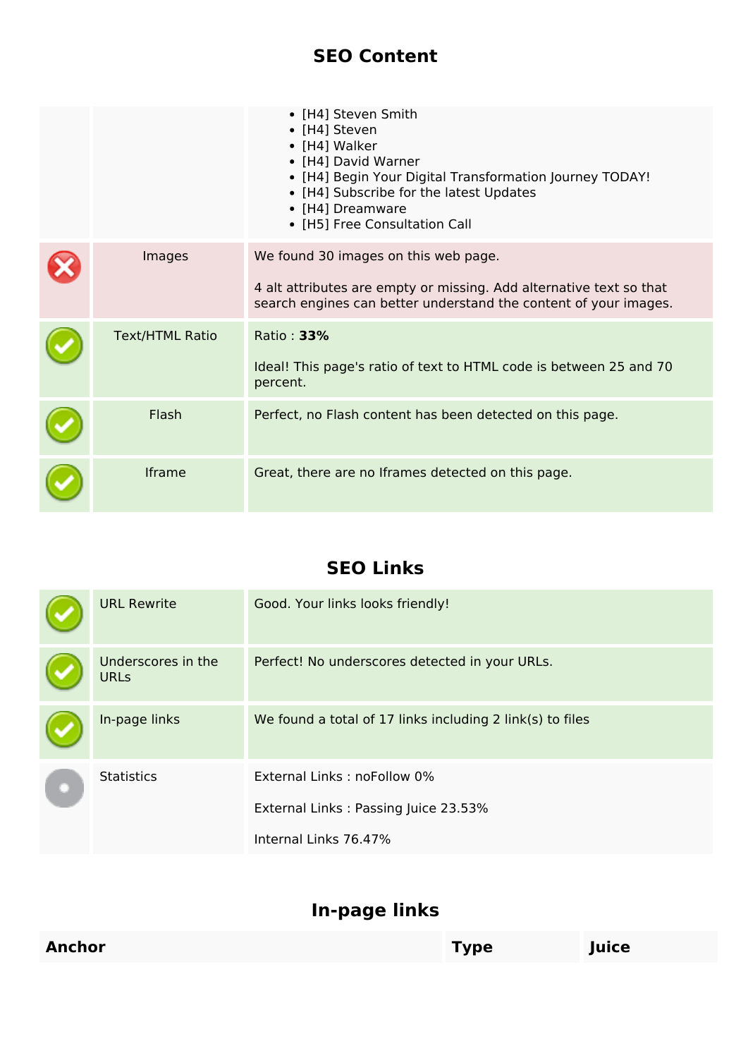## SEO Content

| | | |
|---|---|---|
| | | • [H4] Steven Smith<br>• [H4] Steven<br>• [H4] Walker<br>• [H4] David Warner<br>• [H4] Begin Your Digital Transformation Journey TODAY!<br>• [H4] Subscribe for the latest Updates<br>• [H4] Dreamware<br>• [H5] Free Consultation Call |
| ✗ | Images | We found 30 images on this web page.<br><br>4 alt attributes are empty or missing. Add alternative text so that search engines can better understand the content of your images. |
| ✓ | Text/HTML Ratio | Ratio : **33%**<br><br>Ideal! This page's ratio of text to HTML code is between 25 and 70 percent. |
| ✓ | Flash | Perfect, no Flash content has been detected on this page. |
| ✓ | Iframe | Great, there are no Iframes detected on this page. |

## SEO Links

| | | |
|---|---|---|
| ✓ | URL Rewrite | Good. Your links looks friendly! |
| ✓ | Underscores in the URLs | Perfect! No underscores detected in your URLs. |
| ✓ | In-page links | We found a total of 17 links including 2 link(s) to files |
| | Statistics | External Links : noFollow 0%<br><br>External Links : Passing Juice 23.53%<br><br>Internal Links 76.47% |

## In-page links

| Anchor | Type | Juice |
|---|---|---|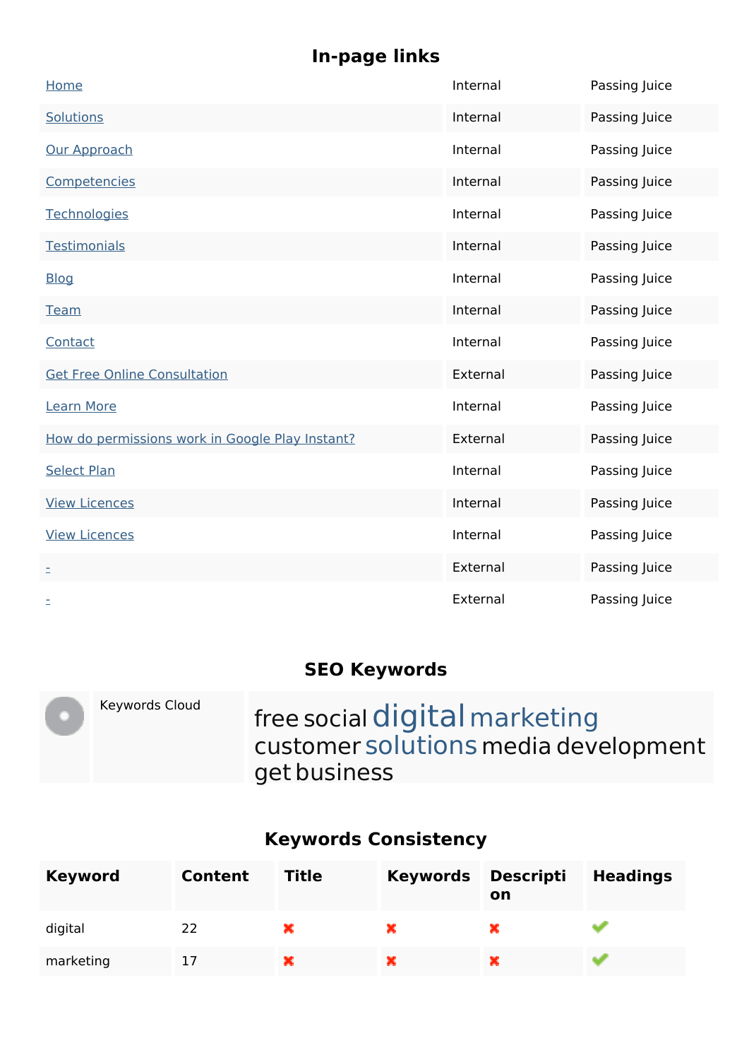## In-page links

| | | |
|---|---|---|
| Home | Internal | Passing Juice |
| Solutions | Internal | Passing Juice |
| Our Approach | Internal | Passing Juice |
| Competencies | Internal | Passing Juice |
| Technologies | Internal | Passing Juice |
| Testimonials | Internal | Passing Juice |
| Blog | Internal | Passing Juice |
| Team | Internal | Passing Juice |
| Contact | Internal | Passing Juice |
| Get Free Online Consultation | External | Passing Juice |
| Learn More | Internal | Passing Juice |
| How do permissions work in Google Play Instant? | External | Passing Juice |
| Select Plan | Internal | Passing Juice |
| View Licences | Internal | Passing Juice |
| View Licences | Internal | Passing Juice |
| - | External | Passing Juice |
| - | External | Passing Juice |

## SEO Keywords

| | | |
|---|---|---|
| | Keywords Cloud | free social digital marketing customer solutions media development get business |

## Keywords Consistency

| Keyword | Content | Title | Keywords | Description | Headings |
|---|---|---|---|---|---|
| digital | 22 | ✖ | ✖ | ✖ | ✔ |
| marketing | 17 | ✖ | ✖ | ✖ | ✔ |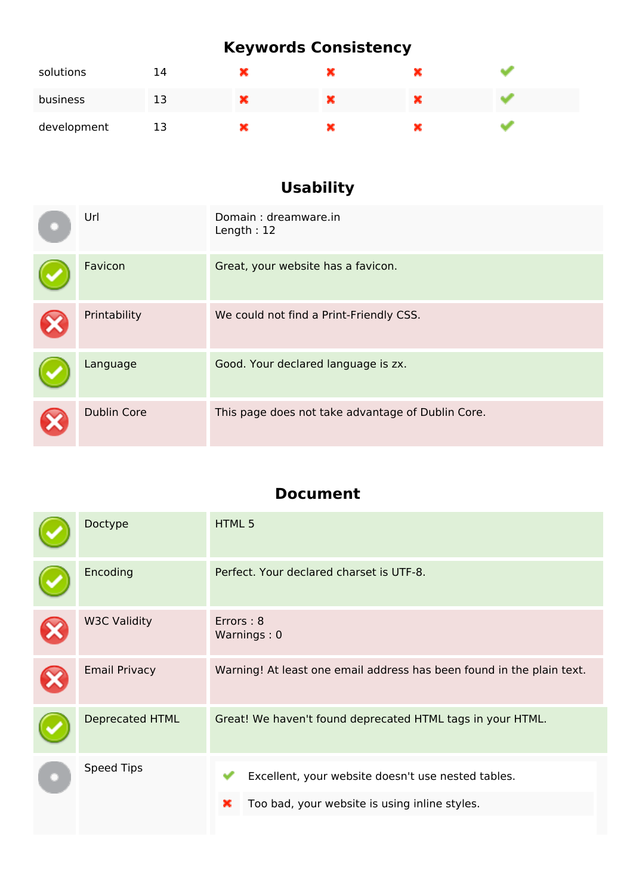## Keywords Consistency

| Keyword | Count | | | | |
|---|---|---|---|---|---|
| solutions | 14 | ✖ | ✖ | ✖ | ✔ |
| business | 13 | ✖ | ✖ | ✖ | ✔ |
| development | 13 | ✖ | ✖ | ✖ | ✔ |

## Usability

| | | |
|---|---|---|
| ● | Url | Domain : dreamware.in<br>Length : 12 |
| ✔ | Favicon | Great, your website has a favicon. |
| ✖ | Printability | We could not find a Print-Friendly CSS. |
| ✔ | Language | Good. Your declared language is zx. |
| ✖ | Dublin Core | This page does not take advantage of Dublin Core. |

## Document

| | | |
|---|---|---|
| ✔ | Doctype | HTML 5 |
| ✔ | Encoding | Perfect. Your declared charset is UTF-8. |
| ✖ | W3C Validity | Errors : 8<br>Warnings : 0 |
| ✖ | Email Privacy | Warning! At least one email address has been found in the plain text. |
| ✔ | Deprecated HTML | Great! We haven't found deprecated HTML tags in your HTML. |
| ● | Speed Tips | ✔ Excellent, your website doesn't use nested tables.<br>✖ Too bad, your website is using inline styles. |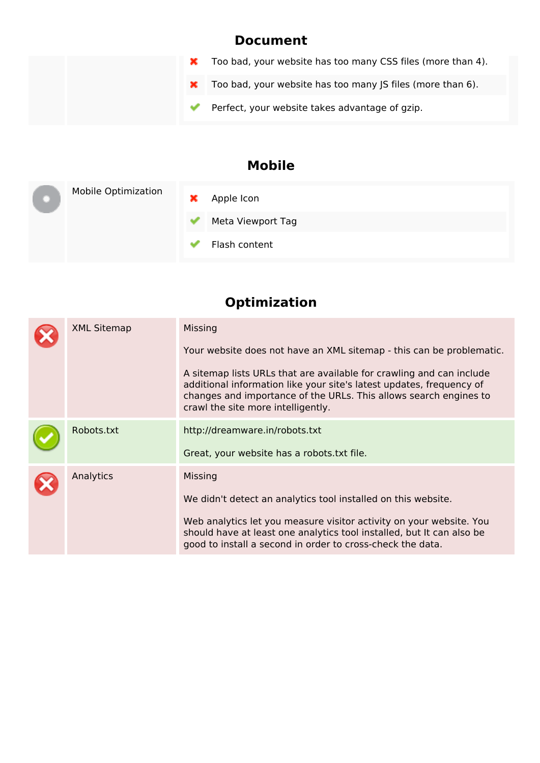## Document

| | | |
|---|---|---|
| | | ✖ Too bad, your website has too many CSS files (more than 4).<br>✖ Too bad, your website has too many JS files (more than 6).<br>✔ Perfect, your website takes advantage of gzip. |

## Mobile

| | | |
|---|---|---|
| | Mobile Optimization | ✖ Apple Icon<br>✔ Meta Viewport Tag<br>✔ Flash content |

## Optimization

| | | |
|---|---|---|
| ✖ | XML Sitemap | Missing<br><br>Your website does not have an XML sitemap - this can be problematic.<br><br>A sitemap lists URLs that are available for crawling and can include additional information like your site's latest updates, frequency of changes and importance of the URLs. This allows search engines to crawl the site more intelligently. |
| ✔ | Robots.txt | http://dreamware.in/robots.txt<br><br>Great, your website has a robots.txt file. |
| ✖ | Analytics | Missing<br><br>We didn't detect an analytics tool installed on this website.<br><br>Web analytics let you measure visitor activity on your website. You should have at least one analytics tool installed, but It can also be good to install a second in order to cross-check the data. |